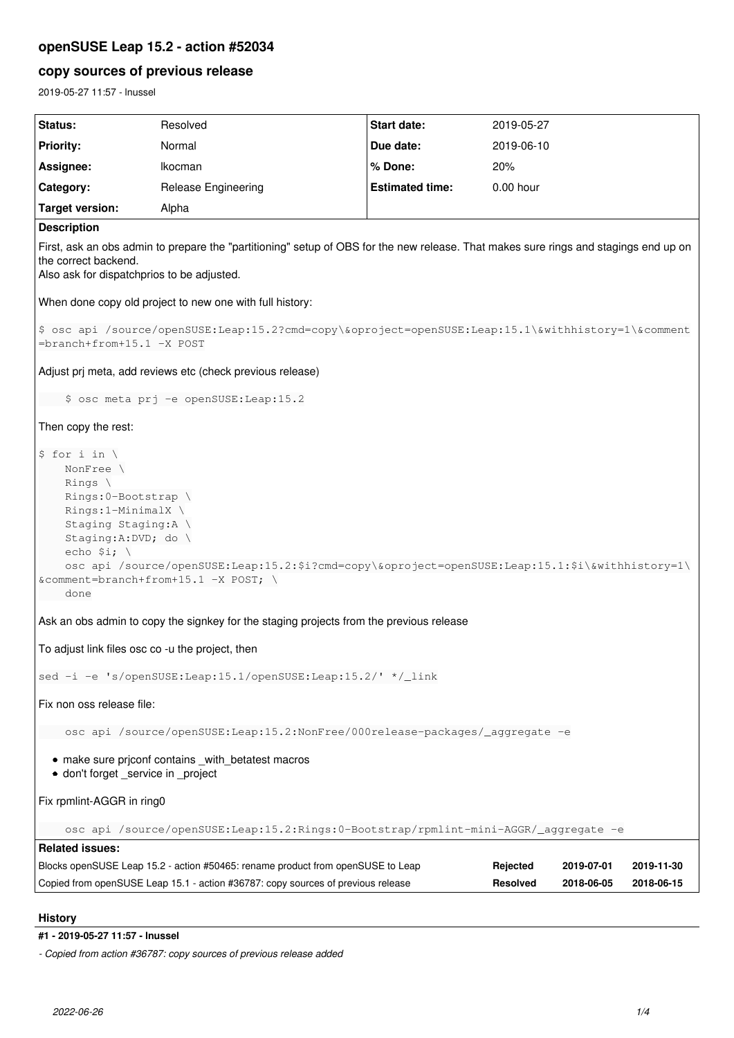# openSUSE Leap 15.2 - action #52034

## copy sources of previous release

2019-05-27 11:57 - lnussel

| Status: | Resolved | Start date: | 2019-05-27 |
|---|---|---|---|
| Priority: | Normal | Due date: | 2019-06-10 |
| Assignee: | lkocman | % Done: | 20% |
| Category: | Release Engineering | Estimated time: | 0.00 hour |
| Target version: | Alpha | | |

**Description**

First, ask an obs admin to prepare the "partitioning" setup of OBS for the new release. That makes sure rings and stagings end up on the correct backend.
Also ask for dispatchprios to be adjusted.

When done copy old project to new one with full history:

```
$ osc api /source/openSUSE:Leap:15.2?cmd=copy\&oproject=openSUSE:Leap:15.1\&withhistory=1\&comment=branch+from+15.1 -X POST
```

Adjust prj meta, add reviews etc (check previous release)

```
    $ osc meta prj -e openSUSE:Leap:15.2
```

Then copy the rest:

```
$ for i in \
    NonFree \
    Rings \
    Rings:0-Bootstrap \
    Rings:1-MinimalX \
    Staging Staging:A \
    Staging:A:DVD; do \
    echo $i; \
    osc api /source/openSUSE:Leap:15.2:$i?cmd=copy\&oproject=openSUSE:Leap:15.1:$i\&withhistory=1\&comment=branch+from+15.1 -X POST; \
    done
```

Ask an obs admin to copy the signkey for the staging projects from the previous release

To adjust link files osc co -u the project, then

```
sed -i -e 's/openSUSE:Leap:15.1/openSUSE:Leap:15.2/' */_link
```

Fix non oss release file:

```
    osc api /source/openSUSE:Leap:15.2:NonFree/000release-packages/_aggregate -e
```

- make sure prjconf contains _with_betatest macros
- don't forget _service in _project

Fix rpmlint-AGGR in ring0

```
    osc api /source/openSUSE:Leap:15.2:Rings:0-Bootstrap/rpmlint-mini-AGGR/_aggregate -e
```

**Related issues:**

| | | | |
|---|---|---|---|
| Blocks openSUSE Leap 15.2 - action #50465: rename product from openSUSE to Leap | Rejected | 2019-07-01 | 2019-11-30 |
| Copied from openSUSE Leap 15.1 - action #36787: copy sources of previous release | Resolved | 2018-06-05 | 2018-06-15 |

## History

### #1 - 2019-05-27 11:57 - lnussel

*- Copied from action #36787: copy sources of previous release added*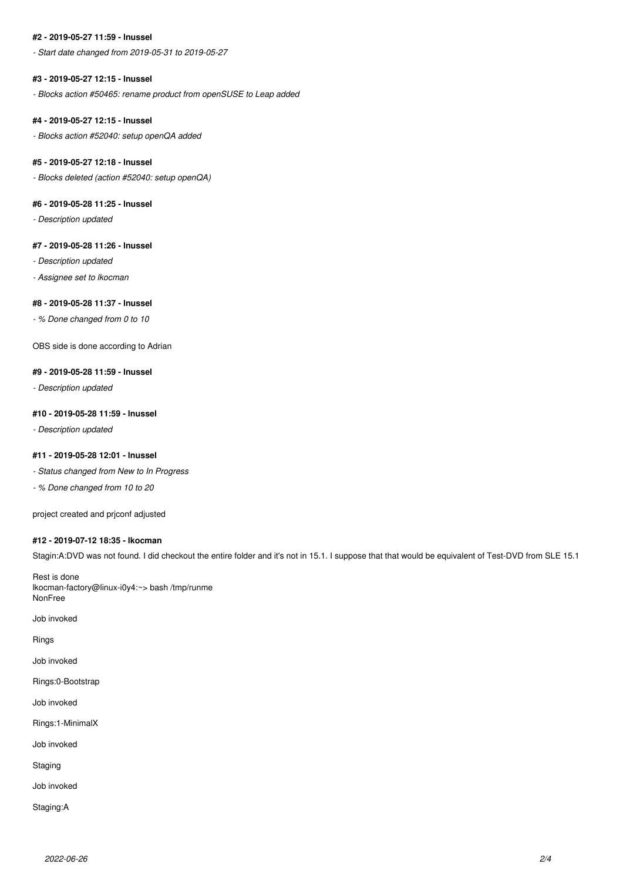#### #2 - 2019-05-27 11:59 - lnussel

*- Start date changed from 2019-05-31 to 2019-05-27*

#### #3 - 2019-05-27 12:15 - lnussel

*- Blocks action #50465: rename product from openSUSE to Leap added*

#### #4 - 2019-05-27 12:15 - lnussel

*- Blocks action #52040: setup openQA added*

#### #5 - 2019-05-27 12:18 - lnussel

*- Blocks deleted (action #52040: setup openQA)*

#### #6 - 2019-05-28 11:25 - lnussel

*- Description updated*

#### #7 - 2019-05-28 11:26 - lnussel

*- Description updated*

*- Assignee set to lkocman*

#### #8 - 2019-05-28 11:37 - lnussel

*- % Done changed from 0 to 10*

OBS side is done according to Adrian

#### #9 - 2019-05-28 11:59 - lnussel

*- Description updated*

#### #10 - 2019-05-28 11:59 - lnussel

*- Description updated*

#### #11 - 2019-05-28 12:01 - lnussel

*- Status changed from New to In Progress*

*- % Done changed from 10 to 20*

project created and prjconf adjusted

#### #12 - 2019-07-12 18:35 - lkocman

Stagin:A:DVD was not found. I did checkout the entire folder and it's not in 15.1. I suppose that that would be equivalent of Test-DVD from SLE 15.1

Rest is done
lkocman-factory@linux-i0y4:~> bash /tmp/runme
NonFree

Job invoked

Rings

Job invoked

Rings:0-Bootstrap

Job invoked

Rings:1-MinimalX

Job invoked

Staging

Job invoked

Staging:A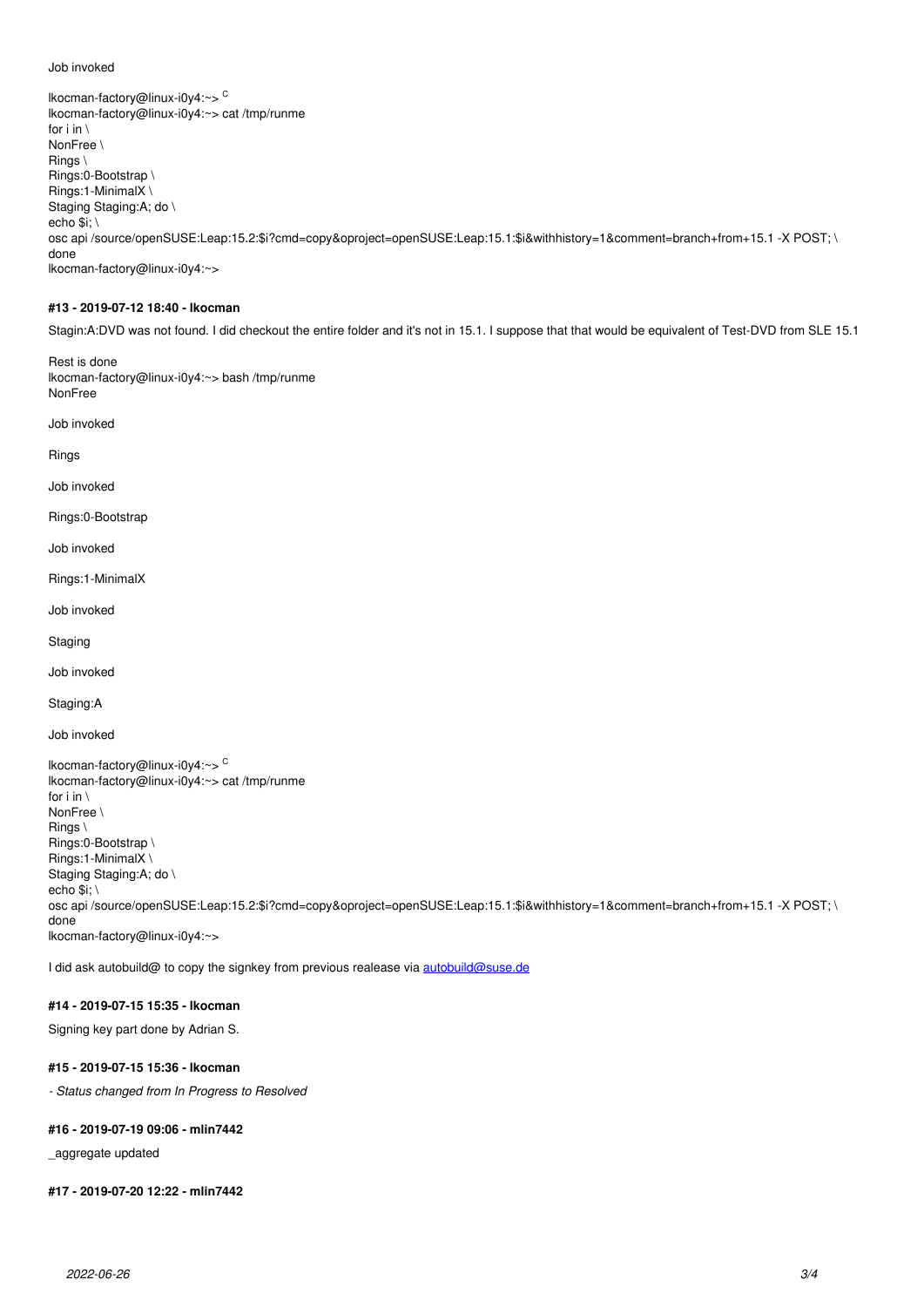Job invoked

lkocman-factory@linux-i0y4:~> ^C
lkocman-factory@linux-i0y4:~> cat /tmp/runme
for i in \
NonFree \
Rings \
Rings:0-Bootstrap \
Rings:1-MinimalX \
Staging Staging:A; do \
echo $i; \
osc api /source/openSUSE:Leap:15.2:$i?cmd=copy&oproject=openSUSE:Leap:15.1:$i&withhistory=1&comment=branch+from+15.1 -X POST; \
done
lkocman-factory@linux-i0y4:~>

#### #13 - 2019-07-12 18:40 - lkocman

Stagin:A:DVD was not found. I did checkout the entire folder and it's not in 15.1. I suppose that that would be equivalent of Test-DVD from SLE 15.1

Rest is done
lkocman-factory@linux-i0y4:~> bash /tmp/runme
NonFree

Job invoked

Rings

Job invoked

Rings:0-Bootstrap

Job invoked

Rings:1-MinimalX

Job invoked

Staging

Job invoked

Staging:A

Job invoked

lkocman-factory@linux-i0y4:~> ^C
lkocman-factory@linux-i0y4:~> cat /tmp/runme
for i in \
NonFree \
Rings \
Rings:0-Bootstrap \
Rings:1-MinimalX \
Staging Staging:A; do \
echo $i; \
osc api /source/openSUSE:Leap:15.2:$i?cmd=copy&oproject=openSUSE:Leap:15.1:$i&withhistory=1&comment=branch+from+15.1 -X POST; \
done
lkocman-factory@linux-i0y4:~>

I did ask autobuild@ to copy the signkey from previous realease via autobuild@suse.de

#### #14 - 2019-07-15 15:35 - lkocman

Signing key part done by Adrian S.

#### #15 - 2019-07-15 15:36 - lkocman

*- Status changed from In Progress to Resolved*

#### #16 - 2019-07-19 09:06 - mlin7442

_aggregate updated

#### #17 - 2019-07-20 12:22 - mlin7442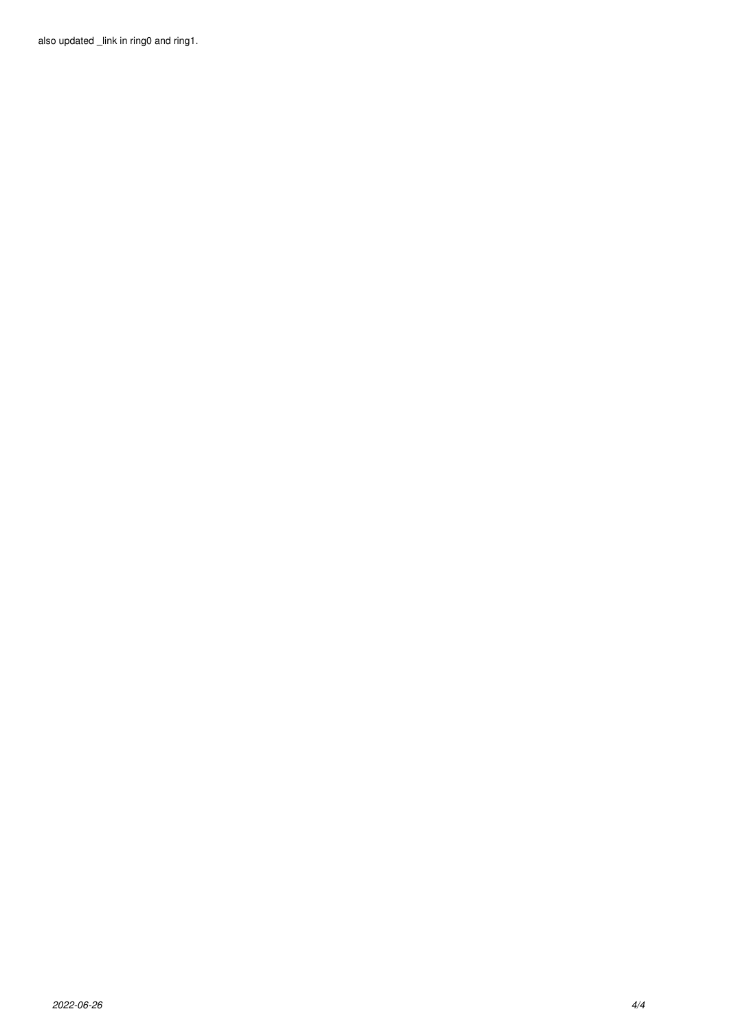also updated _link in ring0 and ring1.